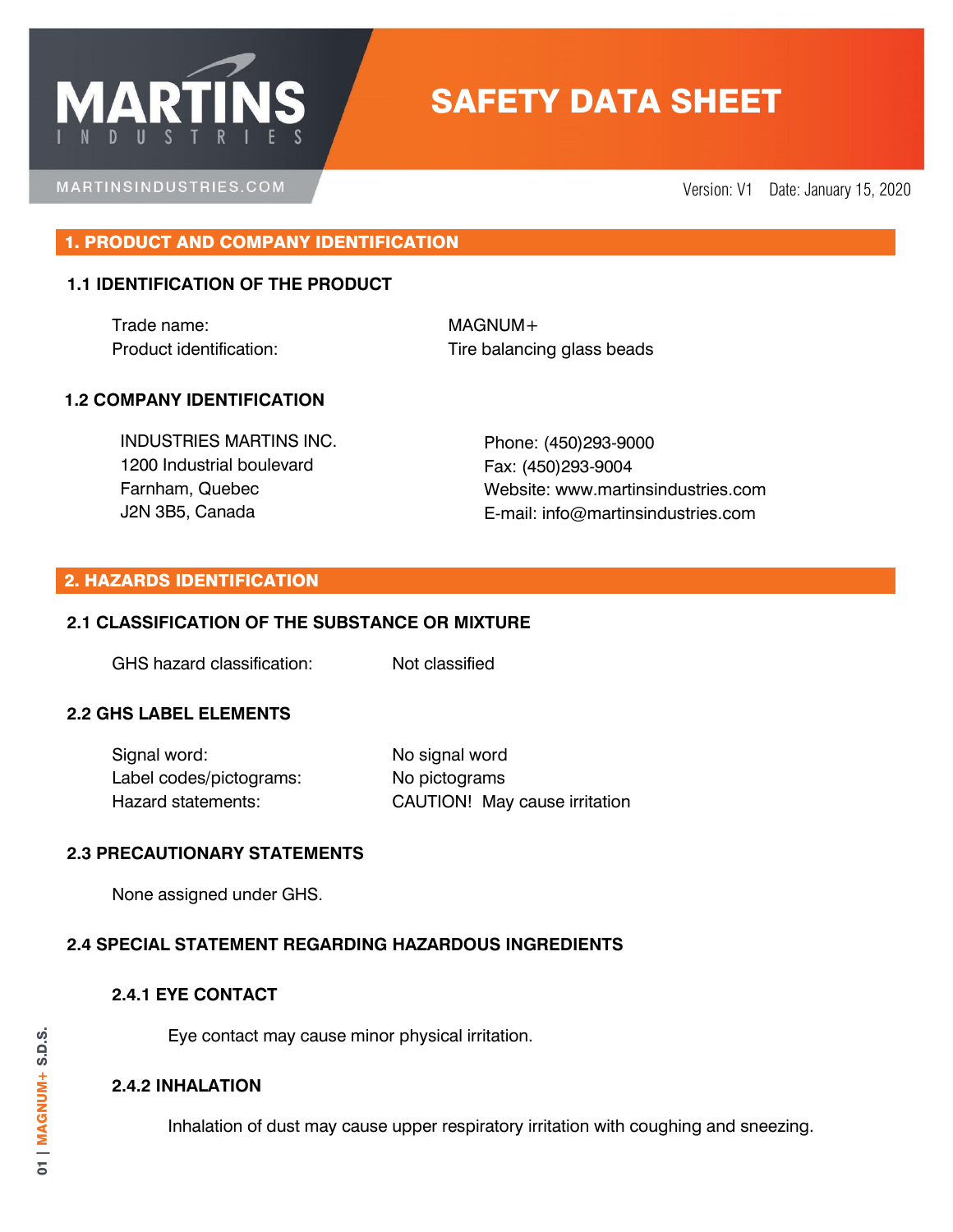# MARTINS INDUSTRIES

MARTINSINDUSTRIES.COM

# SAFETY DATA SHEET

Version: V1 Date: January 15, 2020

## 1. PRODUCT AND COMPANY IDENTIFICATION

### 1.1 IDENTIFICATION OF THE PRODUCT

| | |
|---|---|
| Trade name: | MAGNUM+ |
| Product identification: | Tire balancing glass beads |

### 1.2 COMPANY IDENTIFICATION

INDUSTRIES MARTINS INC.
1200 Industrial boulevard
Farnham, Quebec
J2N 3B5, Canada

Phone: (450)293-9000
Fax: (450)293-9004
Website: www.martinsindustries.com
E-mail: info@martinsindustries.com

## 2. HAZARDS IDENTIFICATION

### 2.1 CLASSIFICATION OF THE SUBSTANCE OR MIXTURE

| | |
|---|---|
| GHS hazard classification: | Not classified |

### 2.2 GHS LABEL ELEMENTS

| | |
|---|---|
| Signal word: | No signal word |
| Label codes/pictograms: | No pictograms |
| Hazard statements: | CAUTION! May cause irritation |

### 2.3 PRECAUTIONARY STATEMENTS

None assigned under GHS.

### 2.4 SPECIAL STATEMENT REGARDING HAZARDOUS INGREDIENTS

#### 2.4.1 EYE CONTACT

Eye contact may cause minor physical irritation.

#### 2.4.2 INHALATION

Inhalation of dust may cause upper respiratory irritation with coughing and sneezing.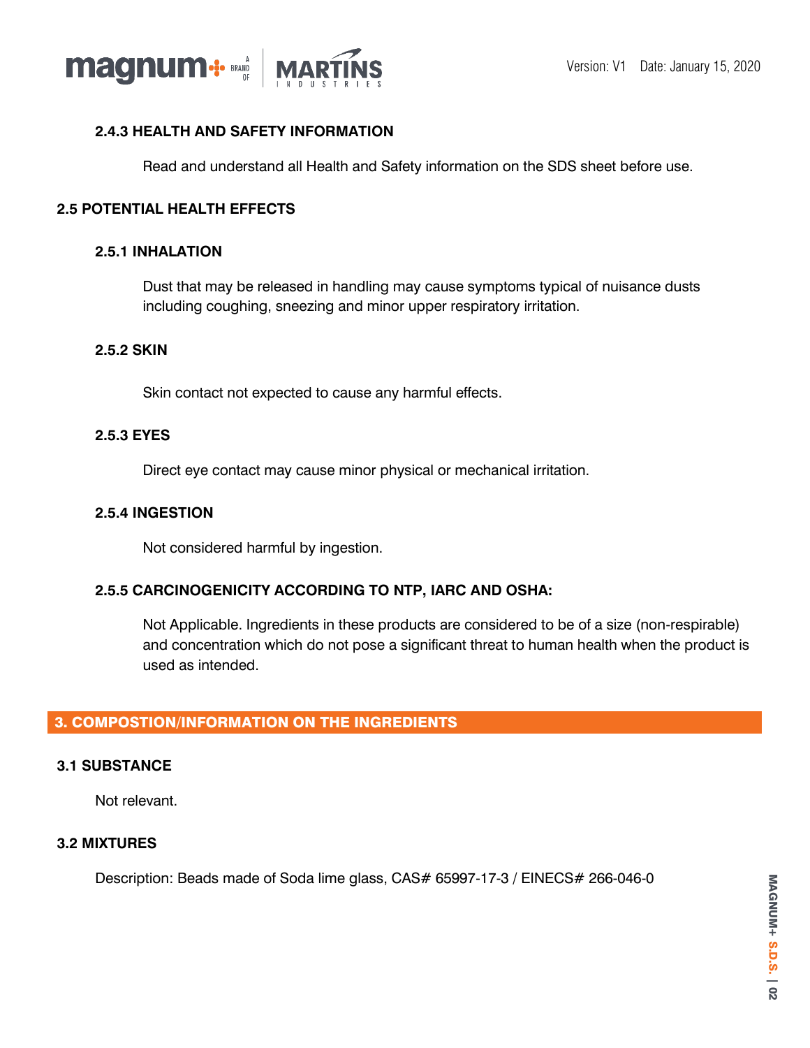#### 2.4.3 HEALTH AND SAFETY INFORMATION

Read and understand all Health and Safety information on the SDS sheet before use.

### 2.5 POTENTIAL HEALTH EFFECTS

#### 2.5.1 INHALATION

Dust that may be released in handling may cause symptoms typical of nuisance dusts including coughing, sneezing and minor upper respiratory irritation.

#### 2.5.2 SKIN

Skin contact not expected to cause any harmful effects.

#### 2.5.3 EYES

Direct eye contact may cause minor physical or mechanical irritation.

#### 2.5.4 INGESTION

Not considered harmful by ingestion.

#### 2.5.5 CARCINOGENICITY ACCORDING TO NTP, IARC AND OSHA:

Not Applicable. Ingredients in these products are considered to be of a size (non-respirable) and concentration which do not pose a significant threat to human health when the product is used as intended.

## 3. COMPOSTION/INFORMATION ON THE INGREDIENTS

### 3.1 SUBSTANCE

Not relevant.

### 3.2 MIXTURES

Description: Beads made of Soda lime glass, CAS# 65997-17-3 / EINECS# 266-046-0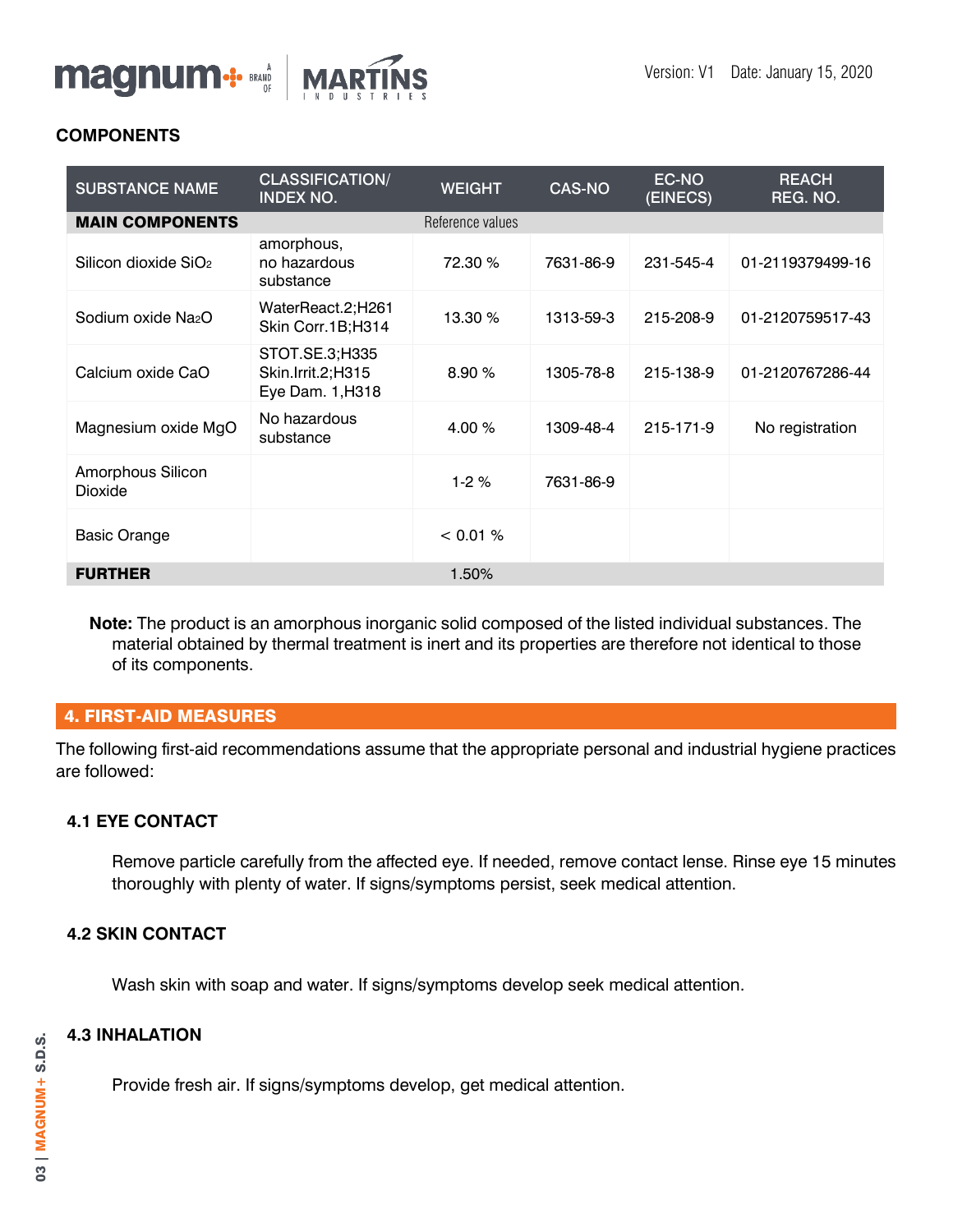### COMPONENTS

| SUBSTANCE NAME | CLASSIFICATION/ INDEX NO. | WEIGHT | CAS-NO | EC-NO (EINECS) | REACH REG. NO. |
|---|---|---|---|---|---|
| **MAIN COMPONENTS** | | Reference values | | | |
| Silicon dioxide $SiO_2$ | amorphous, no hazardous substance | 72.30 % | 7631-86-9 | 231-545-4 | 01-2119379499-16 |
| Sodium oxide $Na_2O$ | WaterReact.2;H261 Skin Corr.1B;H314 | 13.30 % | 1313-59-3 | 215-208-9 | 01-2120759517-43 |
| Calcium oxide CaO | STOT.SE.3;H335 Skin.Irrit.2;H315 Eye Dam. 1,H318 | 8.90 % | 1305-78-8 | 215-138-9 | 01-2120767286-44 |
| Magnesium oxide MgO | No hazardous substance | 4.00 % | 1309-48-4 | 215-171-9 | No registration |
| Amorphous Silicon Dioxide | | 1-2 % | 7631-86-9 | | |
| Basic Orange | | < 0.01 % | | | |
| **FURTHER** | | 1.50% | | | |

**Note:** The product is an amorphous inorganic solid composed of the listed individual substances. The material obtained by thermal treatment is inert and its properties are therefore not identical to those of its components.

## 4. FIRST-AID MEASURES

The following first-aid recommendations assume that the appropriate personal and industrial hygiene practices are followed:

### 4.1 EYE CONTACT

Remove particle carefully from the affected eye. If needed, remove contact lense. Rinse eye 15 minutes thoroughly with plenty of water. If signs/symptoms persist, seek medical attention.

### 4.2 SKIN CONTACT

Wash skin with soap and water. If signs/symptoms develop seek medical attention.

### 4.3 INHALATION

Provide fresh air. If signs/symptoms develop, get medical attention.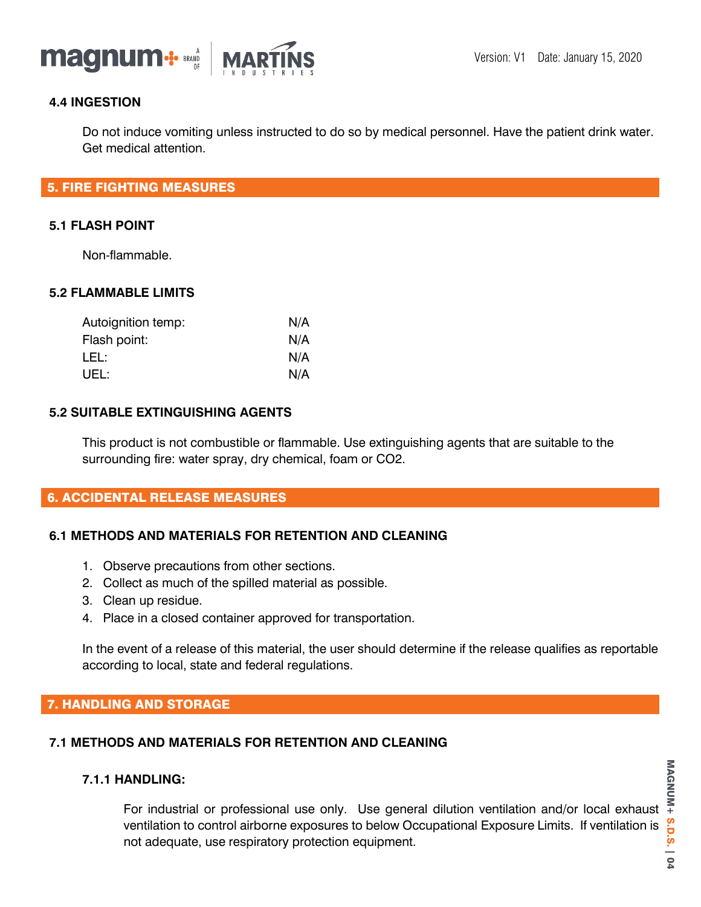### 4.4 INGESTION

Do not induce vomiting unless instructed to do so by medical personnel. Have the patient drink water. Get medical attention.

## 5. FIRE FIGHTING MEASURES

### 5.1 FLASH POINT

Non-flammable.

### 5.2 FLAMMABLE LIMITS

| | |
|---|---|
| Autoignition temp: | N/A |
| Flash point: | N/A |
| LEL: | N/A |
| UEL: | N/A |

### 5.2 SUITABLE EXTINGUISHING AGENTS

This product is not combustible or flammable. Use extinguishing agents that are suitable to the surrounding fire: water spray, dry chemical, foam or CO2.

## 6. ACCIDENTAL RELEASE MEASURES

### 6.1 METHODS AND MATERIALS FOR RETENTION AND CLEANING

1. Observe precautions from other sections.
2. Collect as much of the spilled material as possible.
3. Clean up residue.
4. Place in a closed container approved for transportation.

In the event of a release of this material, the user should determine if the release qualifies as reportable according to local, state and federal regulations.

## 7. HANDLING AND STORAGE

### 7.1 METHODS AND MATERIALS FOR RETENTION AND CLEANING

#### 7.1.1 HANDLING:

For industrial or professional use only. Use general dilution ventilation and/or local exhaust ventilation to control airborne exposures to below Occupational Exposure Limits. If ventilation is not adequate, use respiratory protection equipment.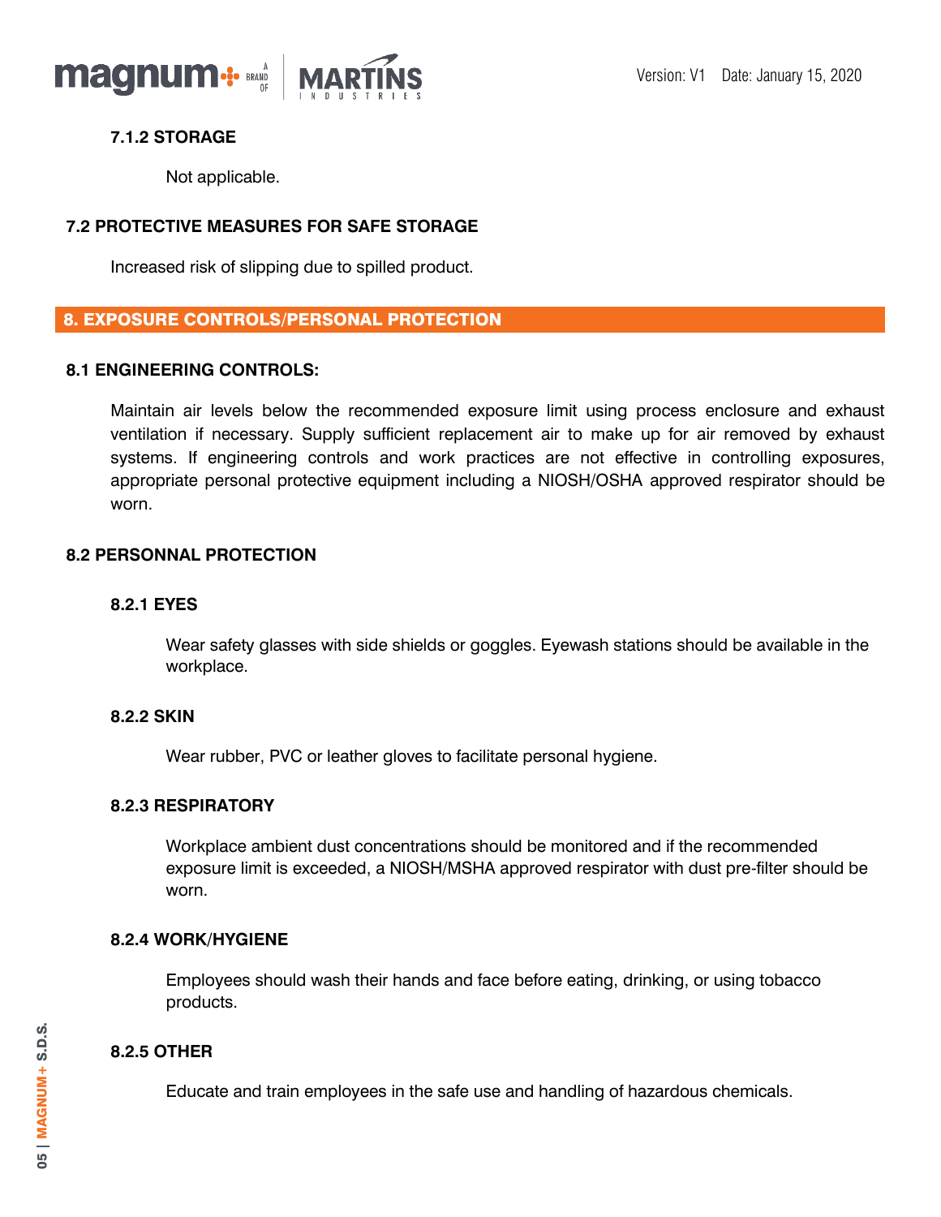#### 7.1.2 STORAGE

Not applicable.

### 7.2 PROTECTIVE MEASURES FOR SAFE STORAGE

Increased risk of slipping due to spilled product.

## 8. EXPOSURE CONTROLS/PERSONAL PROTECTION

### 8.1 ENGINEERING CONTROLS:

Maintain air levels below the recommended exposure limit using process enclosure and exhaust ventilation if necessary. Supply sufficient replacement air to make up for air removed by exhaust systems. If engineering controls and work practices are not effective in controlling exposures, appropriate personal protective equipment including a NIOSH/OSHA approved respirator should be worn.

### 8.2 PERSONNAL PROTECTION

#### 8.2.1 EYES

Wear safety glasses with side shields or goggles. Eyewash stations should be available in the workplace.

#### 8.2.2 SKIN

Wear rubber, PVC or leather gloves to facilitate personal hygiene.

#### 8.2.3 RESPIRATORY

Workplace ambient dust concentrations should be monitored and if the recommended exposure limit is exceeded, a NIOSH/MSHA approved respirator with dust pre-filter should be worn.

#### 8.2.4 WORK/HYGIENE

Employees should wash their hands and face before eating, drinking, or using tobacco products.

#### 8.2.5 OTHER

Educate and train employees in the safe use and handling of hazardous chemicals.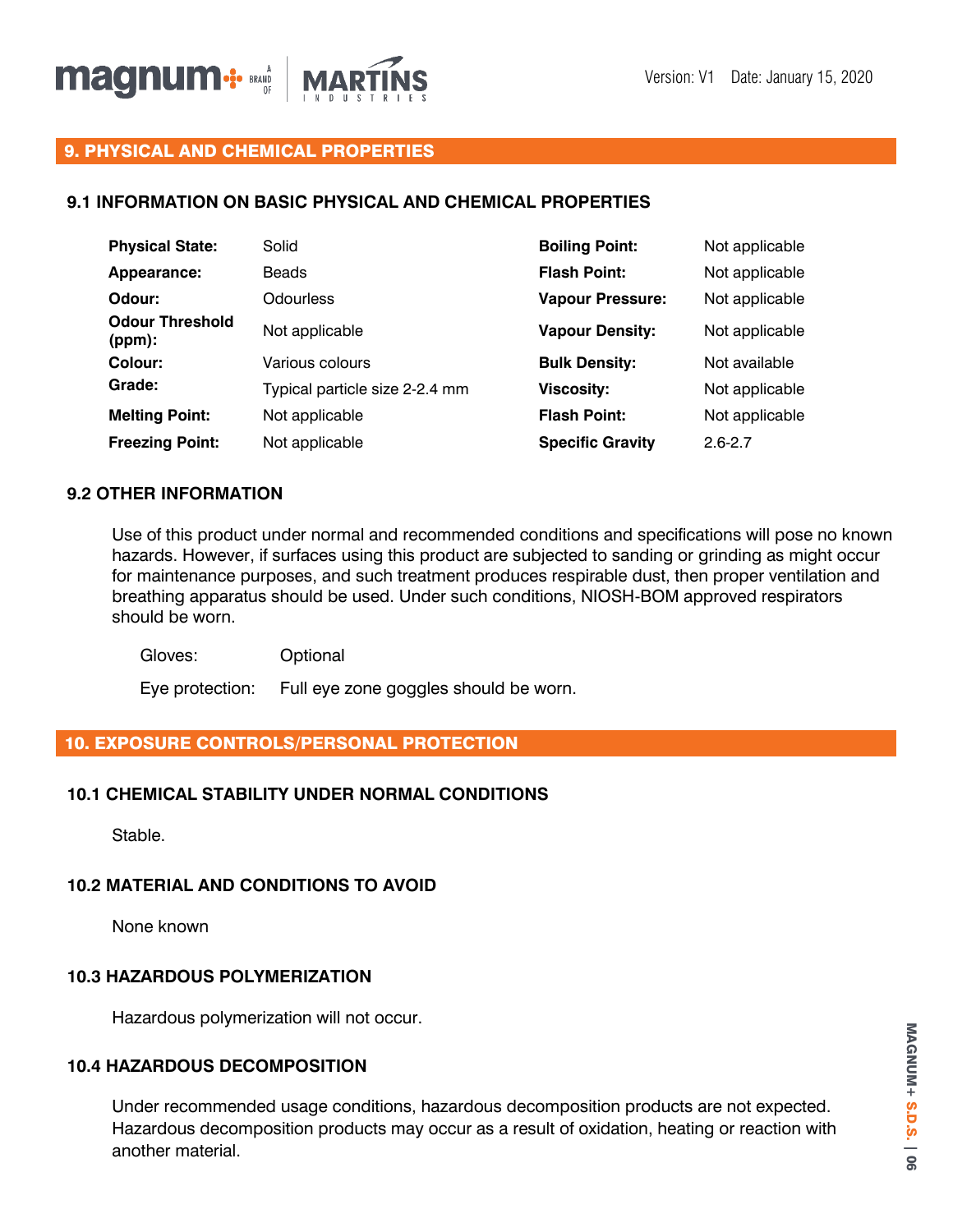## 9. PHYSICAL AND CHEMICAL PROPERTIES

### 9.1 INFORMATION ON BASIC PHYSICAL AND CHEMICAL PROPERTIES

| | | | |
|---|---|---|---|
| **Physical State:** | Solid | **Boiling Point:** | Not applicable |
| **Appearance:** | Beads | **Flash Point:** | Not applicable |
| **Odour:** | Odourless | **Vapour Pressure:** | Not applicable |
| **Odour Threshold (ppm):** | Not applicable | **Vapour Density:** | Not applicable |
| **Colour:** | Various colours | **Bulk Density:** | Not available |
| **Grade:** | Typical particle size 2-2.4 mm | **Viscosity:** | Not applicable |
| **Melting Point:** | Not applicable | **Flash Point:** | Not applicable |
| **Freezing Point:** | Not applicable | **Specific Gravity** | 2.6-2.7 |

### 9.2 OTHER INFORMATION

Use of this product under normal and recommended conditions and specifications will pose no known hazards. However, if surfaces using this product are subjected to sanding or grinding as might occur for maintenance purposes, and such treatment produces respirable dust, then proper ventilation and breathing apparatus should be used. Under such conditions, NIOSH-BOM approved respirators should be worn.

Gloves: Optional

Eye protection: Full eye zone goggles should be worn.

## 10. EXPOSURE CONTROLS/PERSONAL PROTECTION

### 10.1 CHEMICAL STABILITY UNDER NORMAL CONDITIONS

Stable.

### 10.2 MATERIAL AND CONDITIONS TO AVOID

None known

### 10.3 HAZARDOUS POLYMERIZATION

Hazardous polymerization will not occur.

### 10.4 HAZARDOUS DECOMPOSITION

Under recommended usage conditions, hazardous decomposition products are not expected. Hazardous decomposition products may occur as a result of oxidation, heating or reaction with another material.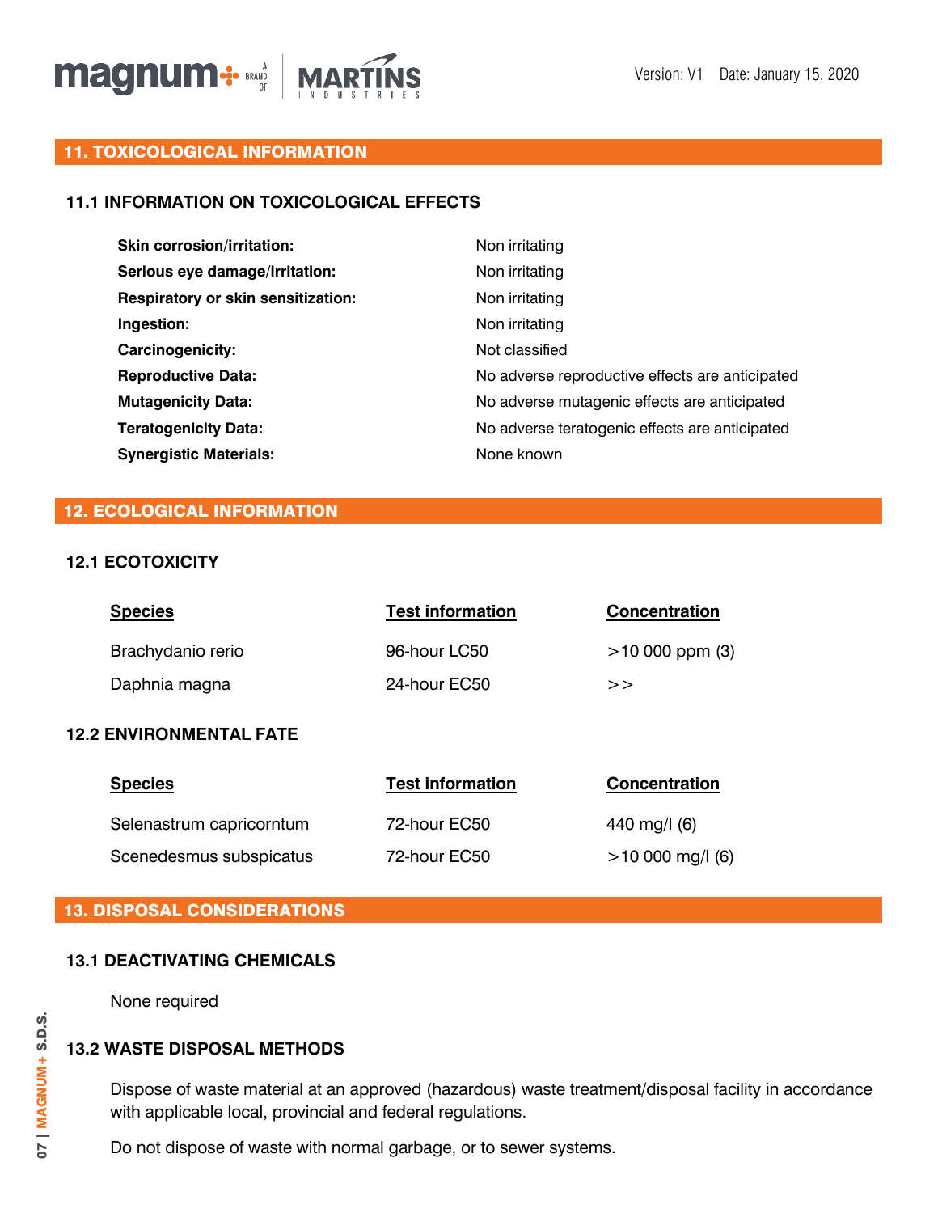## 11. TOXICOLOGICAL INFORMATION

### 11.1 INFORMATION ON TOXICOLOGICAL EFFECTS

| | |
|---|---|
| **Skin corrosion/irritation:** | Non irritating |
| **Serious eye damage/irritation:** | Non irritating |
| **Respiratory or skin sensitization:** | Non irritating |
| **Ingestion:** | Non irritating |
| **Carcinogenicity:** | Not classified |
| **Reproductive Data:** | No adverse reproductive effects are anticipated |
| **Mutagenicity Data:** | No adverse mutagenic effects are anticipated |
| **Teratogenicity Data:** | No adverse teratogenic effects are anticipated |
| **Synergistic Materials:** | None known |

## 12. ECOLOGICAL INFORMATION

### 12.1 ECOTOXICITY

| Species | Test information | Concentration |
|---|---|---|
| Brachydanio rerio | 96-hour LC50 | >10 000 ppm (3) |
| Daphnia magna | 24-hour EC50 | >> |

### 12.2 ENVIRONMENTAL FATE

| Species | Test information | Concentration |
|---|---|---|
| Selenastrum capricorntum | 72-hour EC50 | 440 mg/l (6) |
| Scenedesmus subspicatus | 72-hour EC50 | >10 000 mg/l (6) |

## 13. DISPOSAL CONSIDERATIONS

### 13.1 DEACTIVATING CHEMICALS

None required

### 13.2 WASTE DISPOSAL METHODS

Dispose of waste material at an approved (hazardous) waste treatment/disposal facility in accordance with applicable local, provincial and federal regulations.

Do not dispose of waste with normal garbage, or to sewer systems.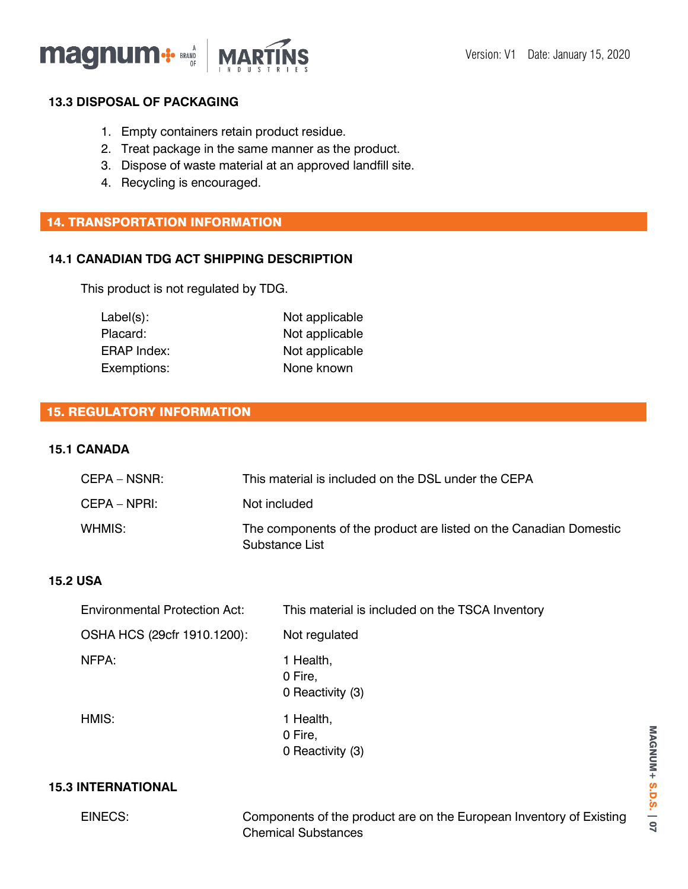### 13.3 DISPOSAL OF PACKAGING

1. Empty containers retain product residue.
2. Treat package in the same manner as the product.
3. Dispose of waste material at an approved landfill site.
4. Recycling is encouraged.

## 14. TRANSPORTATION INFORMATION

### 14.1 CANADIAN TDG ACT SHIPPING DESCRIPTION

This product is not regulated by TDG.

| | |
|---|---|
| Label(s): | Not applicable |
| Placard: | Not applicable |
| ERAP Index: | Not applicable |
| Exemptions: | None known |

## 15. REGULATORY INFORMATION

### 15.1 CANADA

| | |
|---|---|
| CEPA – NSNR: | This material is included on the DSL under the CEPA |
| CEPA – NPRI: | Not included |
| WHMIS: | The components of the product are listed on the Canadian Domestic Substance List |

### 15.2 USA

| | |
|---|---|
| Environmental Protection Act: | This material is included on the TSCA Inventory |
| OSHA HCS (29cfr 1910.1200): | Not regulated |
| NFPA: | 1 Health, 0 Fire, 0 Reactivity (3) |
| HMIS: | 1 Health, 0 Fire, 0 Reactivity (3) |

### 15.3 INTERNATIONAL

| | |
|---|---|
| EINECS: | Components of the product are on the European Inventory of Existing Chemical Substances |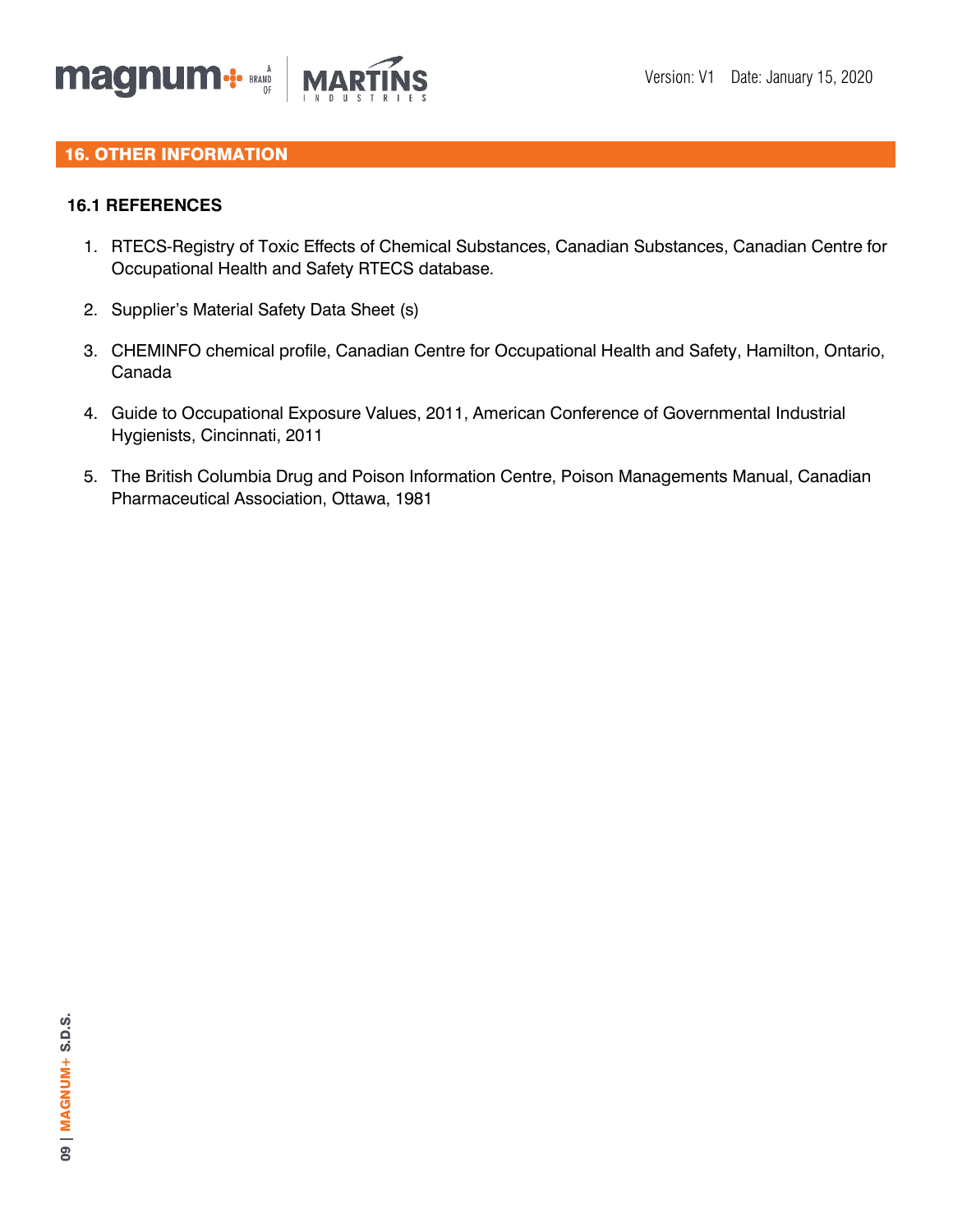## 16. OTHER INFORMATION

### 16.1 REFERENCES

1. RTECS-Registry of Toxic Effects of Chemical Substances, Canadian Substances, Canadian Centre for Occupational Health and Safety RTECS database.
2. Supplier's Material Safety Data Sheet (s)
3. CHEMINFO chemical profile, Canadian Centre for Occupational Health and Safety, Hamilton, Ontario, Canada
4. Guide to Occupational Exposure Values, 2011, American Conference of Governmental Industrial Hygienists, Cincinnati, 2011
5. The British Columbia Drug and Poison Information Centre, Poison Managements Manual, Canadian Pharmaceutical Association, Ottawa, 1981